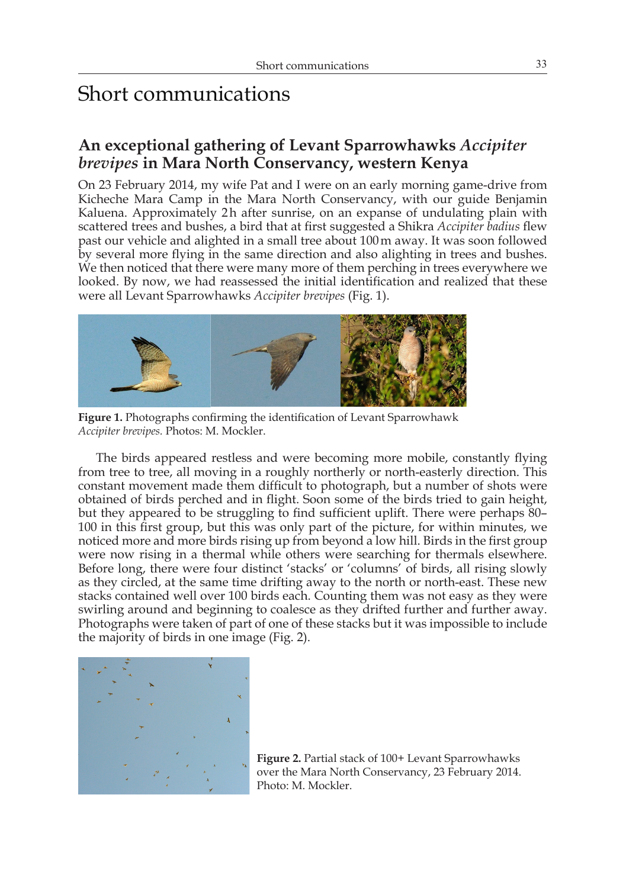# Short communications

## An exceptional gathering of Levant Sparrowhawks *Accipiter brevipes* in Mara North Conservancy, western Kenya

On 23 February 2014, my wife Pat and I were on an early morning game-drive from Kicheche Mara Camp in the Mara North Conservancy, with our guide Benjamin Kaluena. Approximately 2h after sunrise, on an expanse of undulating plain with scattered trees and bushes, a bird that at first suggested a Shikra *Accipiter badius* flew past our vehicle and alighted in a small tree about 100m away. It was soon followed by several more flying in the same direction and also alighting in trees and bushes. We then noticed that there were many more of them perching in trees everywhere we looked. By now, we had reassessed the initial identification and realized that these were all Levant Sparrowhawks *Accipiter brevipes* (Fig. 1).

**Figure 1.** Photographs confirming the identification of Levant Sparrowhawk *Accipiter brevipes*. Photos: M. Mockler.

The birds appeared restless and were becoming more mobile, constantly flying from tree to tree, all moving in a roughly northerly or north-easterly direction. This constant movement made them difficult to photograph, but a number of shots were obtained of birds perched and in flight. Soon some of the birds tried to gain height, but they appeared to be struggling to find sufficient uplift. There were perhaps 80–100 in this first group, but this was only part of the picture, for within minutes, we noticed more and more birds rising up from beyond a low hill. Birds in the first group were now rising in a thermal while others were searching for thermals elsewhere. Before long, there were four distinct 'stacks' or 'columns' of birds, all rising slowly as they circled, at the same time drifting away to the north or north-east. These new stacks contained well over 100 birds each. Counting them was not easy as they were swirling around and beginning to coalesce as they drifted further and further away. Photographs were taken of part of one of these stacks but it was impossible to include the majority of birds in one image (Fig. 2).

**Figure 2.** Partial stack of 100+ Levant Sparrowhawks over the Mara North Conservancy, 23 February 2014. Photo: M. Mockler.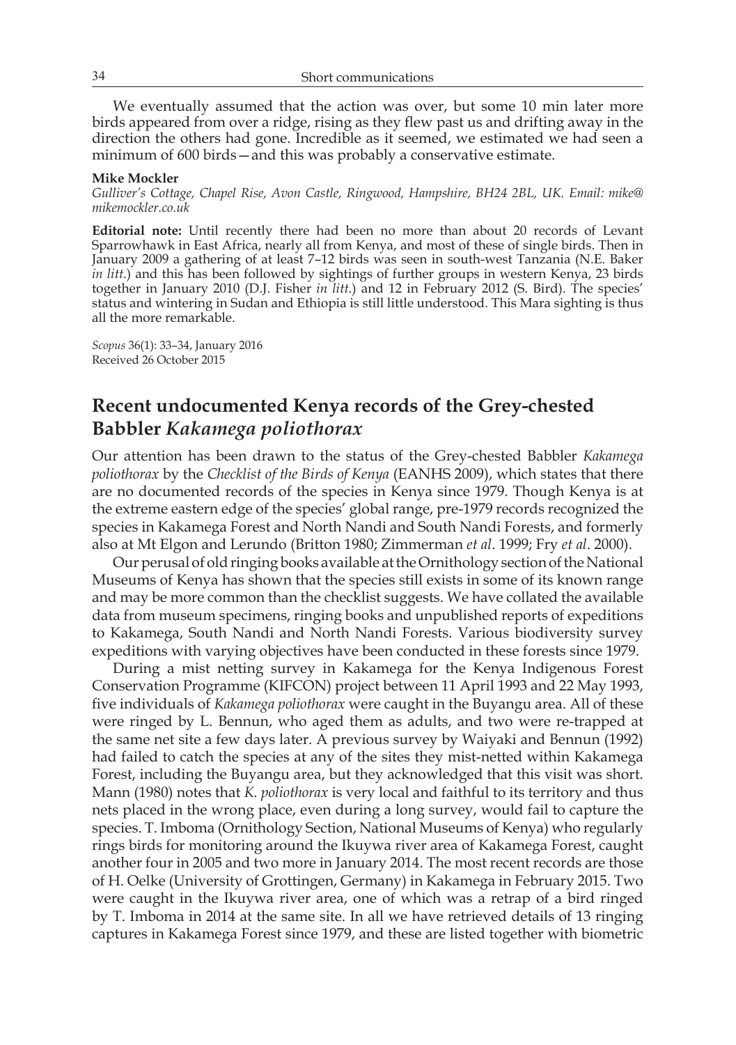We eventually assumed that the action was over, but some 10 min later more birds appeared from over a ridge, rising as they flew past us and drifting away in the direction the others had gone. Incredible as it seemed, we estimated we had seen a minimum of 600 birds—and this was probably a conservative estimate.

**Mike Mockler**

*Gulliver's Cottage, Chapel Rise, Avon Castle, Ringwood, Hampshire, BH24 2BL, UK. Email: mike@mikemockler.co.uk*

**Editorial note:** Until recently there had been no more than about 20 records of Levant Sparrowhawk in East Africa, nearly all from Kenya, and most of these of single birds. Then in January 2009 a gathering of at least 7–12 birds was seen in south-west Tanzania (N.E. Baker *in litt.*) and this has been followed by sightings of further groups in western Kenya, 23 birds together in January 2010 (D.J. Fisher *in litt.*) and 12 in February 2012 (S. Bird). The species' status and wintering in Sudan and Ethiopia is still little understood. This Mara sighting is thus all the more remarkable.

*Scopus* 36(1): 33–34, January 2016
Received 26 October 2015

## Recent undocumented Kenya records of the Grey-chested Babbler *Kakamega poliothorax*

Our attention has been drawn to the status of the Grey-chested Babbler *Kakamega poliothorax* by the *Checklist of the Birds of Kenya* (EANHS 2009), which states that there are no documented records of the species in Kenya since 1979. Though Kenya is at the extreme eastern edge of the species' global range, pre-1979 records recognized the species in Kakamega Forest and North Nandi and South Nandi Forests, and formerly also at Mt Elgon and Lerundo (Britton 1980; Zimmerman *et al*. 1999; Fry *et al*. 2000).

Our perusal of old ringing books available at the Ornithology section of the National Museums of Kenya has shown that the species still exists in some of its known range and may be more common than the checklist suggests. We have collated the available data from museum specimens, ringing books and unpublished reports of expeditions to Kakamega, South Nandi and North Nandi Forests. Various biodiversity survey expeditions with varying objectives have been conducted in these forests since 1979.

During a mist netting survey in Kakamega for the Kenya Indigenous Forest Conservation Programme (KIFCON) project between 11 April 1993 and 22 May 1993, five individuals of *Kakamega poliothorax* were caught in the Buyangu area. All of these were ringed by L. Bennun, who aged them as adults, and two were re-trapped at the same net site a few days later. A previous survey by Waiyaki and Bennun (1992) had failed to catch the species at any of the sites they mist-netted within Kakamega Forest, including the Buyangu area, but they acknowledged that this visit was short. Mann (1980) notes that *K. poliothorax* is very local and faithful to its territory and thus nets placed in the wrong place, even during a long survey, would fail to capture the species. T. Imboma (Ornithology Section, National Museums of Kenya) who regularly rings birds for monitoring around the Ikuywa river area of Kakamega Forest, caught another four in 2005 and two more in January 2014. The most recent records are those of H. Oelke (University of Grottingen, Germany) in Kakamega in February 2015. Two were caught in the Ikuywa river area, one of which was a retrap of a bird ringed by T. Imboma in 2014 at the same site. In all we have retrieved details of 13 ringing captures in Kakamega Forest since 1979, and these are listed together with biometric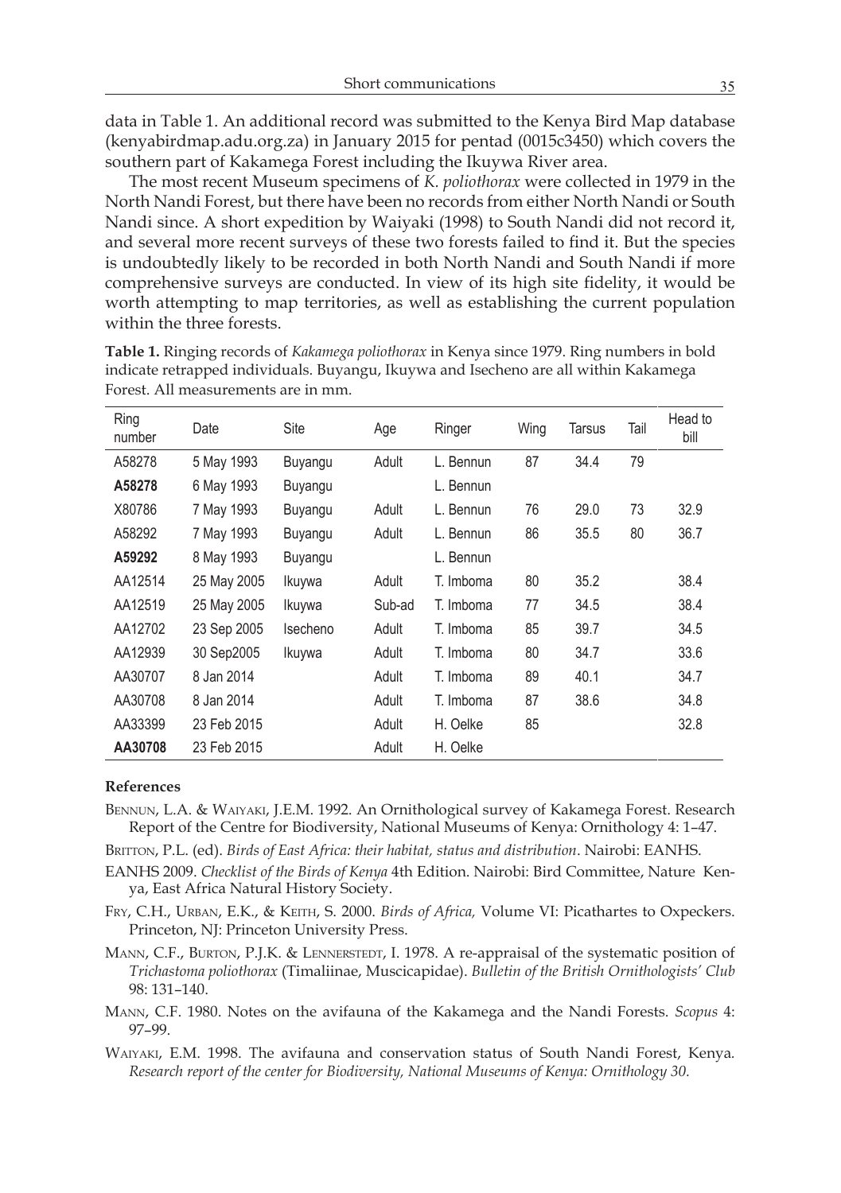data in Table 1. An additional record was submitted to the Kenya Bird Map database (kenyabirdmap.adu.org.za) in January 2015 for pentad (0015c3450) which covers the southern part of Kakamega Forest including the Ikuywa River area.

The most recent Museum specimens of *K. poliothorax* were collected in 1979 in the North Nandi Forest, but there have been no records from either North Nandi or South Nandi since. A short expedition by Waiyaki (1998) to South Nandi did not record it, and several more recent surveys of these two forests failed to find it. But the species is undoubtedly likely to be recorded in both North Nandi and South Nandi if more comprehensive surveys are conducted. In view of its high site fidelity, it would be worth attempting to map territories, as well as establishing the current population within the three forests.

**Table 1.** Ringing records of *Kakamega poliothorax* in Kenya since 1979. Ring numbers in bold indicate retrapped individuals. Buyangu, Ikuywa and Isecheno are all within Kakamega Forest. All measurements are in mm.

| Ring number | Date | Site | Age | Ringer | Wing | Tarsus | Tail | Head to bill |
|---|---|---|---|---|---|---|---|---|
| A58278 | 5 May 1993 | Buyangu | Adult | L. Bennun | 87 | 34.4 | 79 | |
| **A58278** | 6 May 1993 | Buyangu | | L. Bennun | | | | |
| X80786 | 7 May 1993 | Buyangu | Adult | L. Bennun | 76 | 29.0 | 73 | 32.9 |
| A58292 | 7 May 1993 | Buyangu | Adult | L. Bennun | 86 | 35.5 | 80 | 36.7 |
| **A59292** | 8 May 1993 | Buyangu | | L. Bennun | | | | |
| AA12514 | 25 May 2005 | Ikuywa | Adult | T. Imboma | 80 | 35.2 | | 38.4 |
| AA12519 | 25 May 2005 | Ikuywa | Sub-ad | T. Imboma | 77 | 34.5 | | 38.4 |
| AA12702 | 23 Sep 2005 | Isecheno | Adult | T. Imboma | 85 | 39.7 | | 34.5 |
| AA12939 | 30 Sep2005 | Ikuywa | Adult | T. Imboma | 80 | 34.7 | | 33.6 |
| AA30707 | 8 Jan 2014 | | Adult | T. Imboma | 89 | 40.1 | | 34.7 |
| AA30708 | 8 Jan 2014 | | Adult | T. Imboma | 87 | 38.6 | | 34.8 |
| AA33399 | 23 Feb 2015 | | Adult | H. Oelke | 85 | | | 32.8 |
| **AA30708** | 23 Feb 2015 | | Adult | H. Oelke | | | | |

#### References

Bennun, L.A. & Waiyaki, J.E.M. 1992. An Ornithological survey of Kakamega Forest. Research Report of the Centre for Biodiversity, National Museums of Kenya: Ornithology 4: 1–47.

Britton, P.L. (ed). *Birds of East Africa: their habitat, status and distribution*. Nairobi: EANHS.

EANHS 2009. *Checklist of the Birds of Kenya* 4th Edition. Nairobi: Bird Committee, Nature Kenya, East Africa Natural History Society.

Fry, C.H., Urban, E.K., & Keith, S. 2000. *Birds of Africa,* Volume VI: Picathartes to Oxpeckers. Princeton, NJ: Princeton University Press.

Mann, C.F., Burton, P.J.K. & Lennerstedt, I. 1978. A re-appraisal of the systematic position of *Trichastoma poliothorax* (Timaliinae, Muscicapidae). *Bulletin of the British Ornithologists' Club* 98: 131–140.

Mann, C.F. 1980. Notes on the avifauna of the Kakamega and the Nandi Forests. *Scopus* 4: 97–99.

Waiyaki, E.M. 1998. The avifauna and conservation status of South Nandi Forest, Kenya. *Research report of the center for Biodiversity, National Museums of Kenya: Ornithology 30.*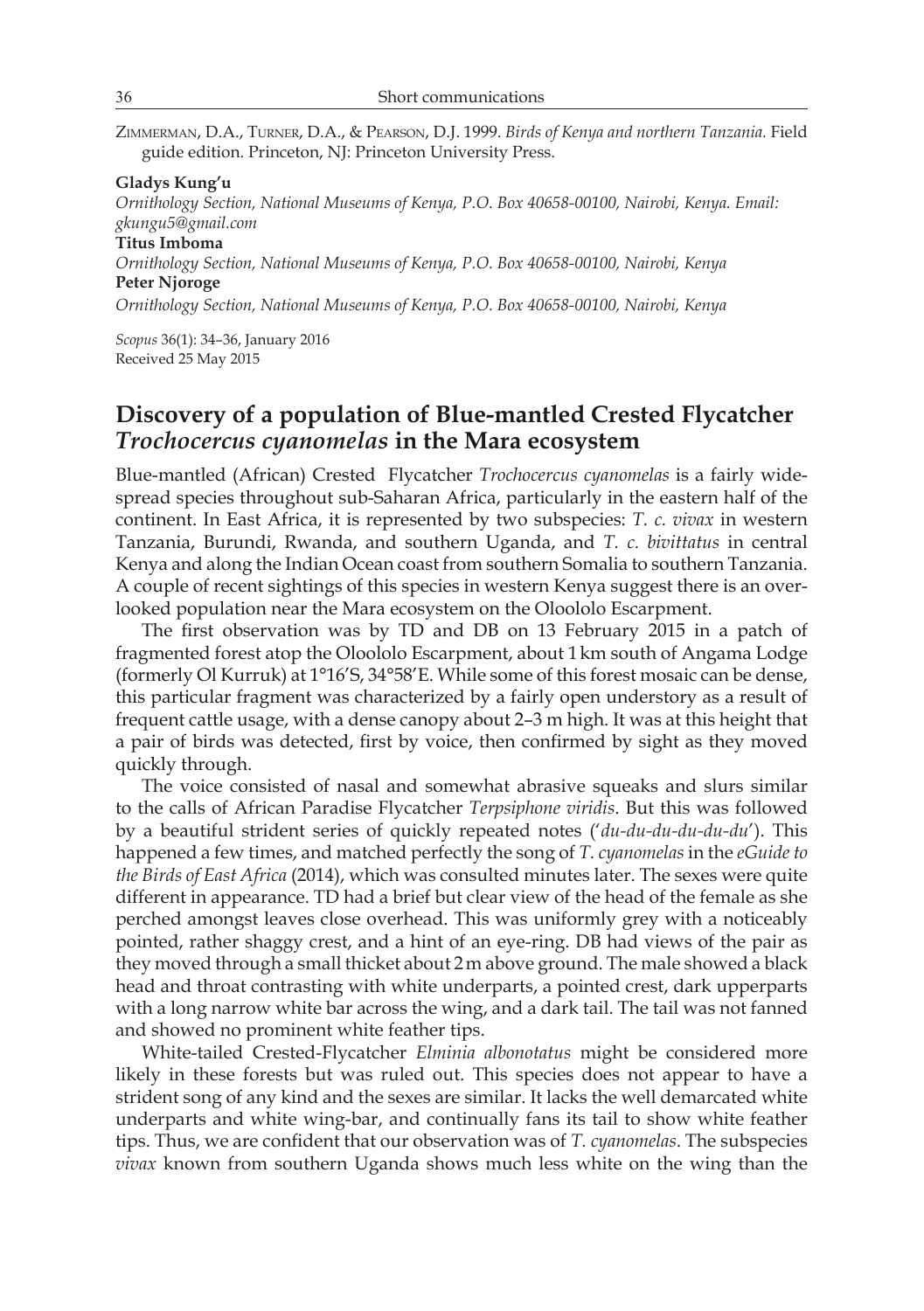ZIMMERMAN, D.A., TURNER, D.A., & PEARSON, D.J. 1999. *Birds of Kenya and northern Tanzania.* Field guide edition. Princeton, NJ: Princeton University Press.

**Gladys Kung'u**
*Ornithology Section, National Museums of Kenya, P.O. Box 40658-00100, Nairobi, Kenya. Email: gkungu5@gmail.com*
**Titus Imboma**
*Ornithology Section, National Museums of Kenya, P.O. Box 40658-00100, Nairobi, Kenya*
**Peter Njoroge**
*Ornithology Section, National Museums of Kenya, P.O. Box 40658-00100, Nairobi, Kenya*

*Scopus* 36(1): 34–36, January 2016
Received 25 May 2015

## Discovery of a population of Blue-mantled Crested Flycatcher *Trochocercus cyanomelas* in the Mara ecosystem

Blue-mantled (African) Crested Flycatcher *Trochocercus cyanomelas* is a fairly widespread species throughout sub-Saharan Africa, particularly in the eastern half of the continent. In East Africa, it is represented by two subspecies: *T. c. vivax* in western Tanzania, Burundi, Rwanda, and southern Uganda, and *T. c. bivittatus* in central Kenya and along the Indian Ocean coast from southern Somalia to southern Tanzania. A couple of recent sightings of this species in western Kenya suggest there is an overlooked population near the Mara ecosystem on the Oloololo Escarpment.

The first observation was by TD and DB on 13 February 2015 in a patch of fragmented forest atop the Oloololo Escarpment, about 1 km south of Angama Lodge (formerly Ol Kurruk) at 1°16'S, 34°58'E. While some of this forest mosaic can be dense, this particular fragment was characterized by a fairly open understory as a result of frequent cattle usage, with a dense canopy about 2–3 m high. It was at this height that a pair of birds was detected, first by voice, then confirmed by sight as they moved quickly through.

The voice consisted of nasal and somewhat abrasive squeaks and slurs similar to the calls of African Paradise Flycatcher *Terpsiphone viridis*. But this was followed by a beautiful strident series of quickly repeated notes ('*du-du-du-du-du-du*'). This happened a few times, and matched perfectly the song of *T. cyanomelas* in the *eGuide to the Birds of East Africa* (2014), which was consulted minutes later. The sexes were quite different in appearance. TD had a brief but clear view of the head of the female as she perched amongst leaves close overhead. This was uniformly grey with a noticeably pointed, rather shaggy crest, and a hint of an eye-ring. DB had views of the pair as they moved through a small thicket about 2 m above ground. The male showed a black head and throat contrasting with white underparts, a pointed crest, dark upperparts with a long narrow white bar across the wing, and a dark tail. The tail was not fanned and showed no prominent white feather tips.

White-tailed Crested-Flycatcher *Elminia albonotatus* might be considered more likely in these forests but was ruled out. This species does not appear to have a strident song of any kind and the sexes are similar. It lacks the well demarcated white underparts and white wing-bar, and continually fans its tail to show white feather tips. Thus, we are confident that our observation was of *T. cyanomelas*. The subspecies *vivax* known from southern Uganda shows much less white on the wing than the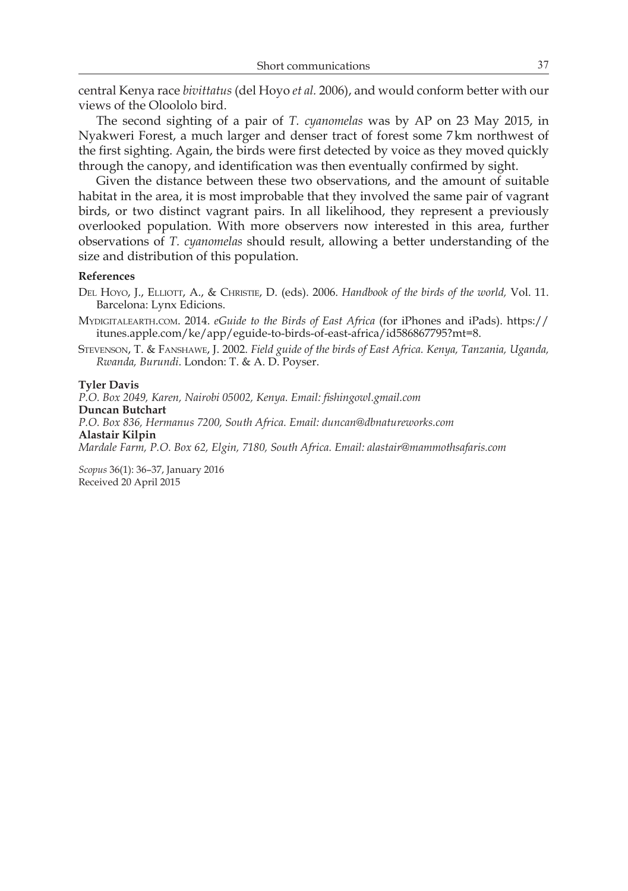central Kenya race *bivittatus* (del Hoyo *et al.* 2006), and would conform better with our views of the Oloololo bird.

The second sighting of a pair of *T. cyanomelas* was by AP on 23 May 2015, in Nyakweri Forest, a much larger and denser tract of forest some 7 km northwest of the first sighting. Again, the birds were first detected by voice as they moved quickly through the canopy, and identification was then eventually confirmed by sight.

Given the distance between these two observations, and the amount of suitable habitat in the area, it is most improbable that they involved the same pair of vagrant birds, or two distinct vagrant pairs. In all likelihood, they represent a previously overlooked population. With more observers now interested in this area, further observations of *T. cyanomelas* should result, allowing a better understanding of the size and distribution of this population.

**References**

Del Hoyo, J., Elliott, A., & Christie, D. (eds). 2006. *Handbook of the birds of the world,* Vol. 11. Barcelona: Lynx Edicions.

Mydigitalearth.com. 2014. *eGuide to the Birds of East Africa* (for iPhones and iPads). https://itunes.apple.com/ke/app/eguide-to-birds-of-east-africa/id586867795?mt=8.

Stevenson, T. & Fanshawe, J. 2002. *Field guide of the birds of East Africa. Kenya, Tanzania, Uganda, Rwanda, Burundi*. London: T. & A. D. Poyser.

**Tyler Davis**
*P.O. Box 2049, Karen, Nairobi 05002, Kenya. Email: fishingowl.gmail.com*
**Duncan Butchart**
*P.O. Box 836, Hermanus 7200, South Africa. Email: duncan@dbnatureworks.com*
**Alastair Kilpin**
*Mardale Farm, P.O. Box 62, Elgin, 7180, South Africa. Email: alastair@mammothsafaris.com*

*Scopus* 36(1): 36–37, January 2016
Received 20 April 2015